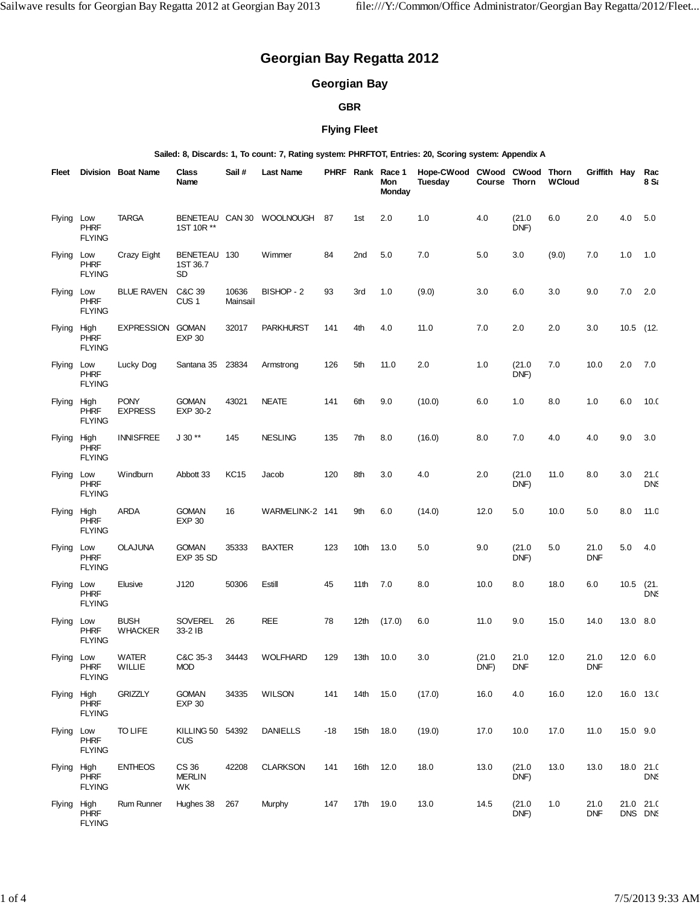# Georgian Bay Regatta 2012

## Georgian Bay

### GBR

### Flying Fleet

**Sailed: 8, Discards: 1, To count: 7, Rating system: PHRFTOT, Entries: 20, Scoring system: Appendix A**

| Fleet | Division | Boat Name | Class Name | Sail # | Last Name | PHRF | Rank | Race 1 Mon Monday | Hope-CWood Tuesday | CWood Course | CWood Thorn | Thorn WCloud | Griffith | Hay | Rac 8 Sa |
|---|---|---|---|---|---|---|---|---|---|---|---|---|---|---|---|
| Flying | Low PHRF FLYING | TARGA | BENETEAU 1ST 10R ** | CAN 30 | WOOLNOUGH | 87 | 1st | 2.0 | 1.0 | 4.0 | (21.0 DNF) | 6.0 | 2.0 | 4.0 | 5.0 |
| Flying | Low PHRF FLYING | Crazy Eight | BENETEAU 1ST 36.7 SD | 130 | Wimmer | 84 | 2nd | 5.0 | 7.0 | 5.0 | 3.0 | (9.0) | 7.0 | 1.0 | 1.0 |
| Flying | Low PHRF FLYING | BLUE RAVEN | C&C 39 CUS 1 | 10636 Mainsail | BISHOP - 2 | 93 | 3rd | 1.0 | (9.0) | 3.0 | 6.0 | 3.0 | 9.0 | 7.0 | 2.0 |
| Flying | High PHRF FLYING | EXPRESSION | GOMAN EXP 30 | 32017 | PARKHURST | 141 | 4th | 4.0 | 11.0 | 7.0 | 2.0 | 2.0 | 3.0 | 10.5 | (12. |
| Flying | Low PHRF FLYING | Lucky Dog | Santana 35 | 23834 | Armstrong | 126 | 5th | 11.0 | 2.0 | 1.0 | (21.0 DNF) | 7.0 | 10.0 | 2.0 | 7.0 |
| Flying | High PHRF FLYING | PONY EXPRESS | GOMAN EXP 30-2 | 43021 | NEATE | 141 | 6th | 9.0 | (10.0) | 6.0 | 1.0 | 8.0 | 1.0 | 6.0 | 10.0 |
| Flying | High PHRF FLYING | INNISFREE | J 30 ** | 145 | NESLING | 135 | 7th | 8.0 | (16.0) | 8.0 | 7.0 | 4.0 | 4.0 | 9.0 | 3.0 |
| Flying | Low PHRF FLYING | Windburn | Abbott 33 | KC15 | Jacob | 120 | 8th | 3.0 | 4.0 | 2.0 | (21.0 DNF) | 11.0 | 8.0 | 3.0 | 21.0 DNS |
| Flying | High PHRF FLYING | ARDA | GOMAN EXP 30 | 16 | WARMELINK-2 | 141 | 9th | 6.0 | (14.0) | 12.0 | 5.0 | 10.0 | 5.0 | 8.0 | 11.0 |
| Flying | Low PHRF FLYING | OLAJUNA | GOMAN EXP 35 SD | 35333 | BAXTER | 123 | 10th | 13.0 | 5.0 | 9.0 | (21.0 DNF) | 5.0 | 21.0 DNF | 5.0 | 4.0 |
| Flying | Low PHRF FLYING | Elusive | J120 | 50306 | Estill | 45 | 11th | 7.0 | 8.0 | 10.0 | 8.0 | 18.0 | 6.0 | 10.5 | (21. DNS |
| Flying | Low PHRF FLYING | BUSH WHACKER | SOVEREL 33-2 IB | 26 | REE | 78 | 12th | (17.0) | 6.0 | 11.0 | 9.0 | 15.0 | 14.0 | 13.0 | 8.0 |
| Flying | Low PHRF FLYING | WATER WILLIE | C&C 35-3 MOD | 34443 | WOLFHARD | 129 | 13th | 10.0 | 3.0 | (21.0 DNF) | 21.0 DNF | 12.0 | 21.0 DNF | 12.0 | 6.0 |
| Flying | High PHRF FLYING | GRIZZLY | GOMAN EXP 30 | 34335 | WILSON | 141 | 14th | 15.0 | (17.0) | 16.0 | 4.0 | 16.0 | 12.0 | 16.0 | 13.0 |
| Flying | Low PHRF FLYING | TO LIFE | KILLING 50 CUS | 54392 | DANIELLS | -18 | 15th | 18.0 | (19.0) | 17.0 | 10.0 | 17.0 | 11.0 | 15.0 | 9.0 |
| Flying | High PHRF FLYING | ENTHEOS | CS 36 MERLIN WK | 42208 | CLARKSON | 141 | 16th | 12.0 | 18.0 | 13.0 | (21.0 DNF) | 13.0 | 13.0 | 18.0 | 21.0 DNS |
| Flying | High PHRF FLYING | Rum Runner | Hughes 38 | 267 | Murphy | 147 | 17th | 19.0 | 13.0 | 14.5 | (21.0 DNF) | 1.0 | 21.0 DNF | 21.0 DNS | 21.0 DNS |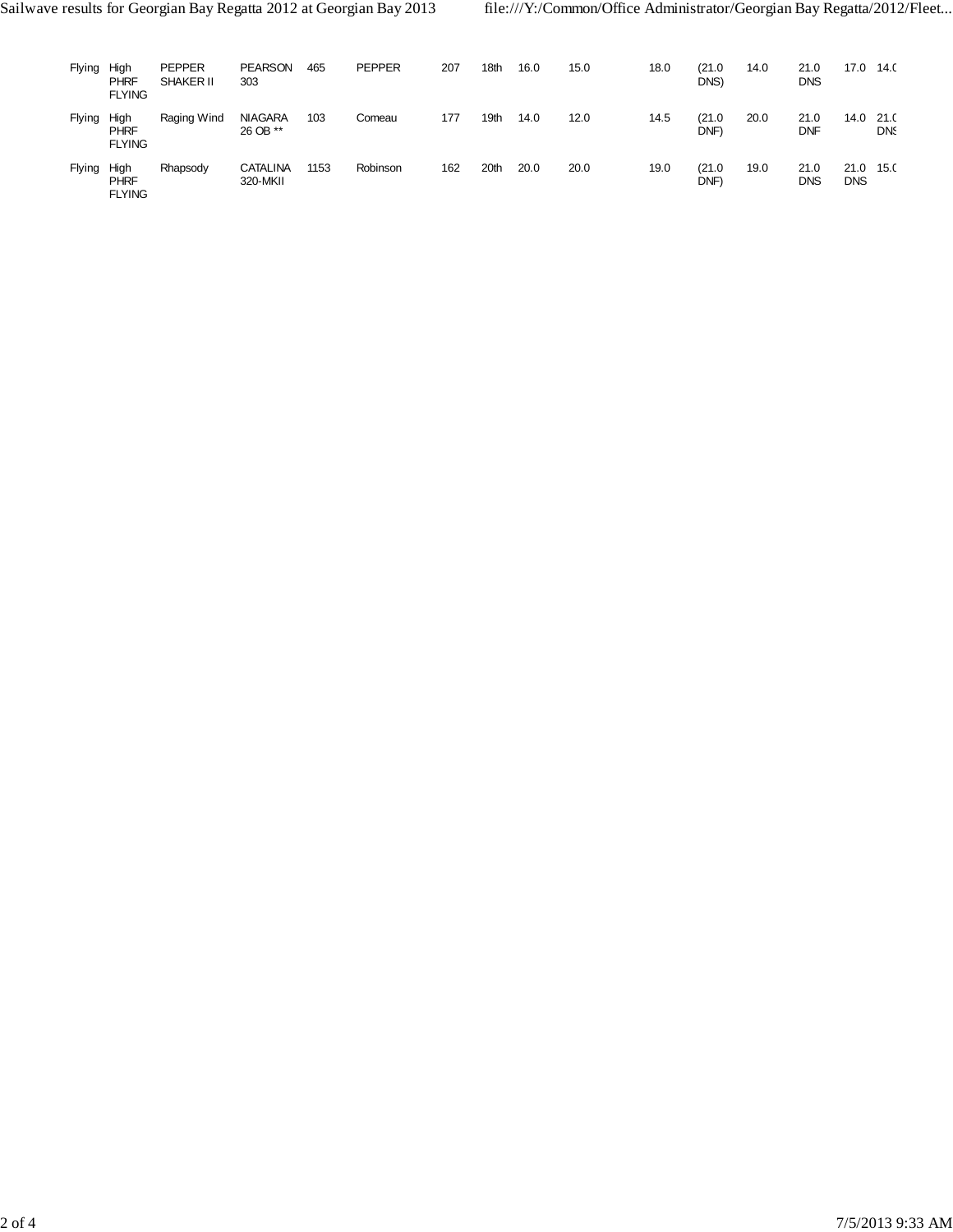| | | | | | | | | | | | | | | | |
|---|---|---|---|---|---|---|---|---|---|---|---|---|---|---|---|
| Flying | High PHRF FLYING | PEPPER SHAKER II | PEARSON 303 | 465 | PEPPER | 207 | 18th | 16.0 | 15.0 | 18.0 | (21.0 DNS) | 14.0 | 21.0 DNS | 17.0 | 14.0 |
| Flying | High PHRF FLYING | Raging Wind | NIAGARA 26 OB ** | 103 | Comeau | 177 | 19th | 14.0 | 12.0 | 14.5 | (21.0 DNF) | 20.0 | 21.0 DNF | 14.0 | 21.0 DNS |
| Flying | High PHRF FLYING | Rhapsody | CATALINA 320-MKII | 1153 | Robinson | 162 | 20th | 20.0 | 20.0 | 19.0 | (21.0 DNF) | 19.0 | 21.0 DNS | 21.0 DNS | 15.0 |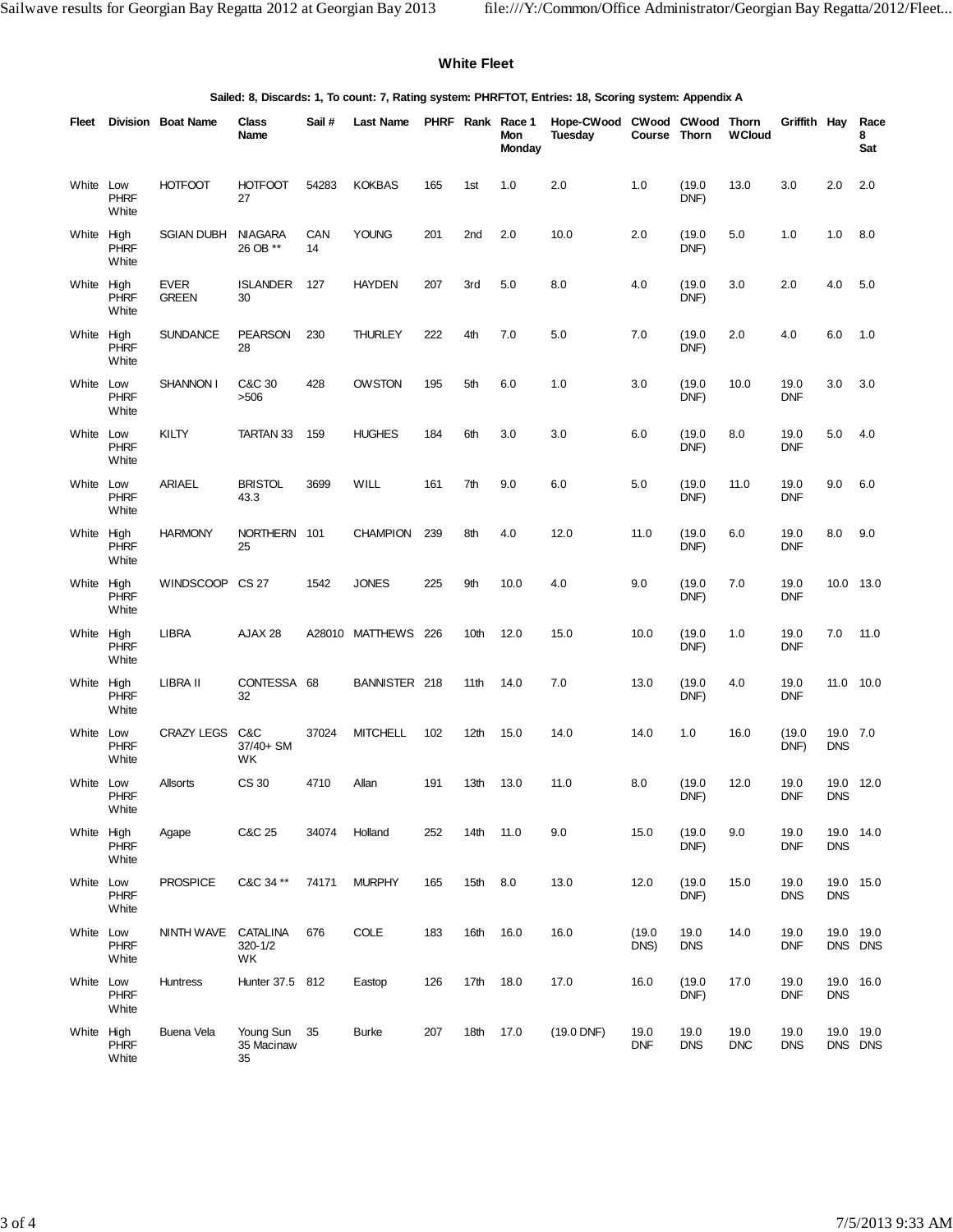## White Fleet

**Sailed: 8, Discards: 1, To count: 7, Rating system: PHRFTOT, Entries: 18, Scoring system: Appendix A**

| Fleet | Division | Boat Name | Class Name | Sail # | Last Name | PHRF | Rank | Race 1 Mon Monday | Hope-CWood Tuesday | CWood Course | CWood Thorn | Thorn WCloud | Griffith | Hay | Race 8 Sat |
|---|---|---|---|---|---|---|---|---|---|---|---|---|---|---|---|
| White | Low PHRF White | HOTFOOT | HOTFOOT 27 | 54283 | KOKBAS | 165 | 1st | 1.0 | 2.0 | 1.0 | (19.0 DNF) | 13.0 | 3.0 | 2.0 | 2.0 |
| White | High PHRF White | SGIAN DUBH | NIAGARA 26 OB ** | CAN 14 | YOUNG | 201 | 2nd | 2.0 | 10.0 | 2.0 | (19.0 DNF) | 5.0 | 1.0 | 1.0 | 8.0 |
| White | High PHRF White | EVER GREEN | ISLANDER 30 | 127 | HAYDEN | 207 | 3rd | 5.0 | 8.0 | 4.0 | (19.0 DNF) | 3.0 | 2.0 | 4.0 | 5.0 |
| White | High PHRF White | SUNDANCE | PEARSON 28 | 230 | THURLEY | 222 | 4th | 7.0 | 5.0 | 7.0 | (19.0 DNF) | 2.0 | 4.0 | 6.0 | 1.0 |
| White | Low PHRF White | SHANNON I | C&C 30 >506 | 428 | OWSTON | 195 | 5th | 6.0 | 1.0 | 3.0 | (19.0 DNF) | 10.0 | 19.0 DNF | 3.0 | 3.0 |
| White | Low PHRF White | KILTY | TARTAN 33 | 159 | HUGHES | 184 | 6th | 3.0 | 3.0 | 6.0 | (19.0 DNF) | 8.0 | 19.0 DNF | 5.0 | 4.0 |
| White | Low PHRF White | ARIAEL | BRISTOL 43.3 | 3699 | WILL | 161 | 7th | 9.0 | 6.0 | 5.0 | (19.0 DNF) | 11.0 | 19.0 DNF | 9.0 | 6.0 |
| White | High PHRF White | HARMONY | NORTHERN 25 | 101 | CHAMPION | 239 | 8th | 4.0 | 12.0 | 11.0 | (19.0 DNF) | 6.0 | 19.0 DNF | 8.0 | 9.0 |
| White | High PHRF White | WINDSCOOP | CS 27 | 1542 | JONES | 225 | 9th | 10.0 | 4.0 | 9.0 | (19.0 DNF) | 7.0 | 19.0 DNF | 10.0 | 13.0 |
| White | High PHRF White | LIBRA | AJAX 28 | A28010 | MATTHEWS | 226 | 10th | 12.0 | 15.0 | 10.0 | (19.0 DNF) | 1.0 | 19.0 DNF | 7.0 | 11.0 |
| White | High PHRF White | LIBRA II | CONTESSA 32 | 68 | BANNISTER | 218 | 11th | 14.0 | 7.0 | 13.0 | (19.0 DNF) | 4.0 | 19.0 DNF | 11.0 | 10.0 |
| White | Low PHRF White | CRAZY LEGS | C&C 37/40+ SM WK | 37024 | MITCHELL | 102 | 12th | 15.0 | 14.0 | 14.0 | 1.0 | 16.0 | (19.0 DNF) | 19.0 DNS | 7.0 |
| White | Low PHRF White | Allsorts | CS 30 | 4710 | Allan | 191 | 13th | 13.0 | 11.0 | 8.0 | (19.0 DNF) | 12.0 | 19.0 DNF | 19.0 DNS | 12.0 |
| White | High PHRF White | Agape | C&C 25 | 34074 | Holland | 252 | 14th | 11.0 | 9.0 | 15.0 | (19.0 DNF) | 9.0 | 19.0 DNF | 19.0 DNS | 14.0 |
| White | Low PHRF White | PROSPICE | C&C 34 ** | 74171 | MURPHY | 165 | 15th | 8.0 | 13.0 | 12.0 | (19.0 DNF) | 15.0 | 19.0 DNS | 19.0 DNS | 15.0 |
| White | Low PHRF White | NINTH WAVE | CATALINA 320-1/2 WK | 676 | COLE | 183 | 16th | 16.0 | 16.0 | (19.0 DNS) | 19.0 DNS | 14.0 | 19.0 DNF | 19.0 DNS | 19.0 DNS |
| White | Low PHRF White | Huntress | Hunter 37.5 | 812 | Eastop | 126 | 17th | 18.0 | 17.0 | 16.0 | (19.0 DNF) | 17.0 | 19.0 DNF | 19.0 DNS | 16.0 |
| White | High PHRF White | Buena Vela | Young Sun 35 Macinaw 35 | 35 | Burke | 207 | 18th | 17.0 | (19.0 DNF) | 19.0 DNF | 19.0 DNS | 19.0 DNC | 19.0 DNS | 19.0 DNS | 19.0 DNS |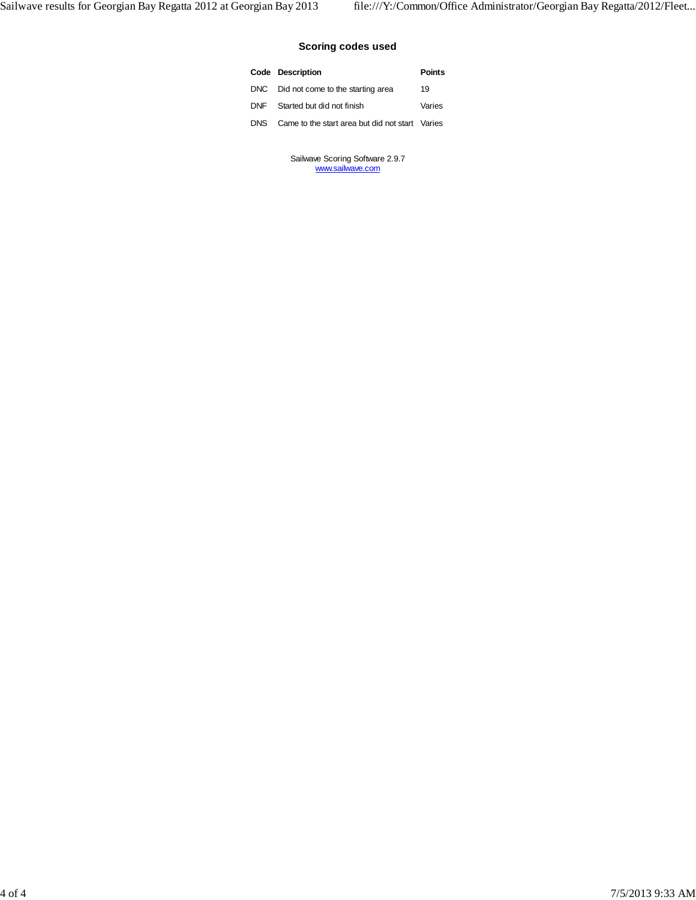### Scoring codes used

| Code | Description | Points |
| --- | --- | --- |
| DNC | Did not come to the starting area | 19 |
| DNF | Started but did not finish | Varies |
| DNS | Came to the start area but did not start | Varies |

Sailwave Scoring Software 2.9.7
www.sailwave.com